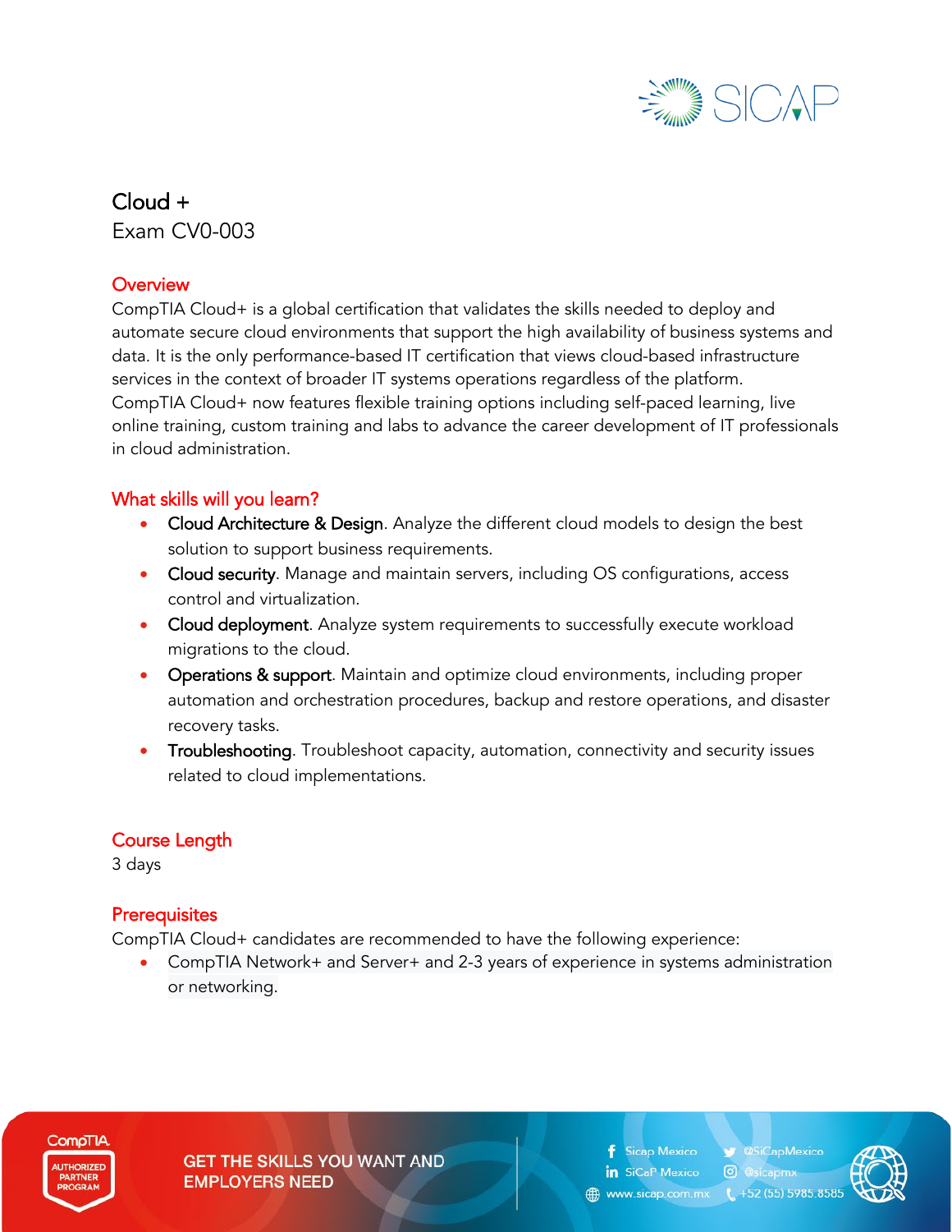# Cloud +

Exam CV0-003

## Overview

CompTIA Cloud+ is a global certification that validates the skills needed to deploy and automate secure cloud environments that support the high availability of business systems and data. It is the only performance-based IT certification that views cloud-based infrastructure services in the context of broader IT systems operations regardless of the platform. CompTIA Cloud+ now features flexible training options including self-paced learning, live online training, custom training and labs to advance the career development of IT professionals in cloud administration.

## What skills will you learn?

- Cloud Architecture & Design. Analyze the different cloud models to design the best solution to support business requirements.
- Cloud security. Manage and maintain servers, including OS configurations, access control and virtualization.
- Cloud deployment. Analyze system requirements to successfully execute workload migrations to the cloud.
- Operations & support. Maintain and optimize cloud environments, including proper automation and orchestration procedures, backup and restore operations, and disaster recovery tasks.
- Troubleshooting. Troubleshoot capacity, automation, connectivity and security issues related to cloud implementations.

## Course Length

3 days

## Prerequisites

CompTIA Cloud+ candidates are recommended to have the following experience:

- CompTIA Network+ and Server+ and 2-3 years of experience in systems administration or networking.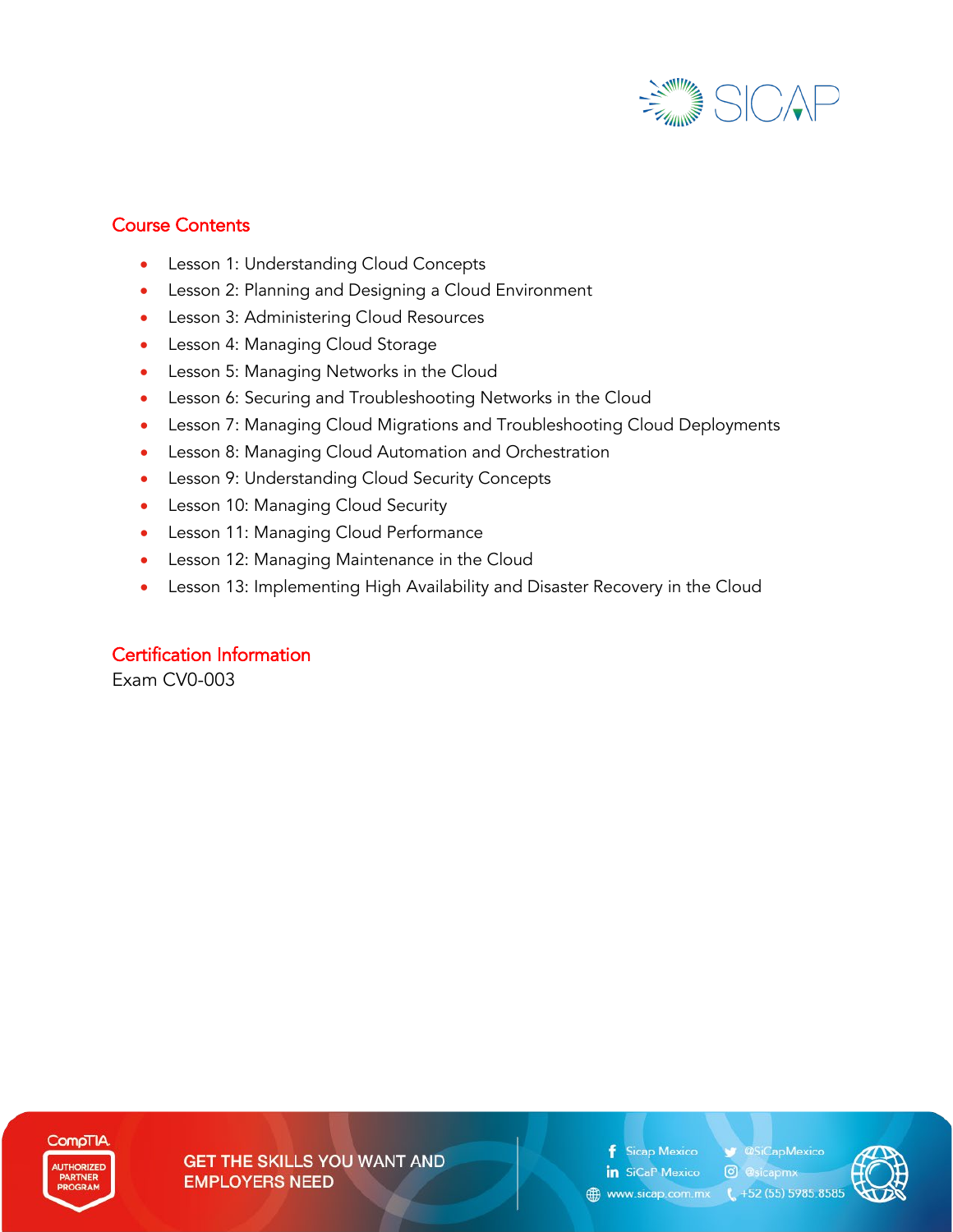## Course Contents

- Lesson 1: Understanding Cloud Concepts
- Lesson 2: Planning and Designing a Cloud Environment
- Lesson 3: Administering Cloud Resources
- Lesson 4: Managing Cloud Storage
- Lesson 5: Managing Networks in the Cloud
- Lesson 6: Securing and Troubleshooting Networks in the Cloud
- Lesson 7: Managing Cloud Migrations and Troubleshooting Cloud Deployments
- Lesson 8: Managing Cloud Automation and Orchestration
- Lesson 9: Understanding Cloud Security Concepts
- Lesson 10: Managing Cloud Security
- Lesson 11: Managing Cloud Performance
- Lesson 12: Managing Maintenance in the Cloud
- Lesson 13: Implementing High Availability and Disaster Recovery in the Cloud

## Certification Information

Exam CV0-003